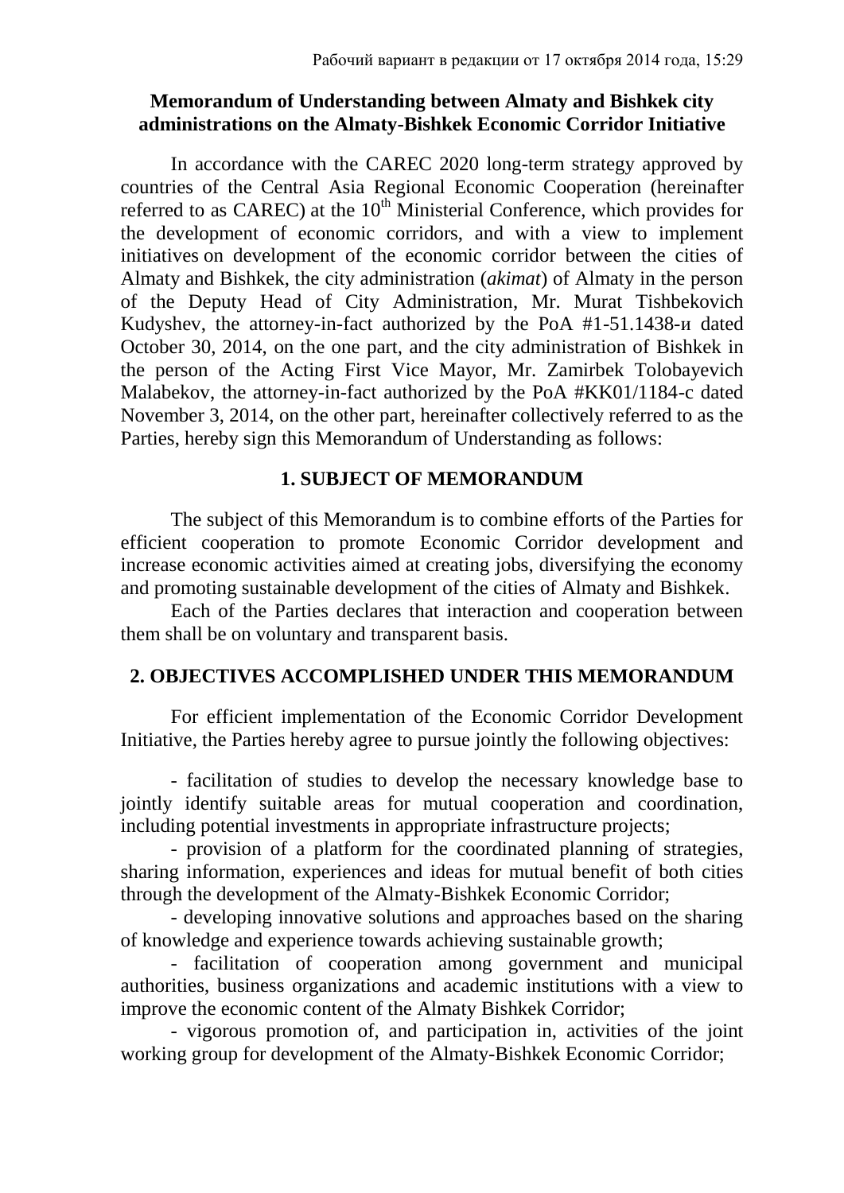Рабочий вариант в редакции от 17 октября 2014 года, 15:29

**Memorandum of Understanding between Almaty and Bishkek city administrations on the Almaty-Bishkek Economic Corridor Initiative**

In accordance with the CAREC 2020 long-term strategy approved by countries of the Central Asia Regional Economic Cooperation (hereinafter referred to as CAREC) at the 10th Ministerial Conference, which provides for the development of economic corridors, and with a view to implement initiatives on development of the economic corridor between the cities of Almaty and Bishkek, the city administration (*akimat*) of Almaty in the person of the Deputy Head of City Administration, Mr. Murat Tishbekovich Kudyshev, the attorney-in-fact authorized by the PoA #1-51.1438-и dated October 30, 2014, on the one part, and the city administration of Bishkek in the person of the Acting First Vice Mayor, Mr. Zamirbek Tolobayevich Malabekov, the attorney-in-fact authorized by the PoA #KK01/1184-c dated November 3, 2014, on the other part, hereinafter collectively referred to as the Parties, hereby sign this Memorandum of Understanding as follows:

## 1. SUBJECT OF MEMORANDUM

The subject of this Memorandum is to combine efforts of the Parties for efficient cooperation to promote Economic Corridor development and increase economic activities aimed at creating jobs, diversifying the economy and promoting sustainable development of the cities of Almaty and Bishkek.

Each of the Parties declares that interaction and cooperation between them shall be on voluntary and transparent basis.

## 2. OBJECTIVES ACCOMPLISHED UNDER THIS MEMORANDUM

For efficient implementation of the Economic Corridor Development Initiative, the Parties hereby agree to pursue jointly the following objectives:

- facilitation of studies to develop the necessary knowledge base to jointly identify suitable areas for mutual cooperation and coordination, including potential investments in appropriate infrastructure projects;
- provision of a platform for the coordinated planning of strategies, sharing information, experiences and ideas for mutual benefit of both cities through the development of the Almaty-Bishkek Economic Corridor;
- developing innovative solutions and approaches based on the sharing of knowledge and experience towards achieving sustainable growth;
- facilitation of cooperation among government and municipal authorities, business organizations and academic institutions with a view to improve the economic content of the Almaty Bishkek Corridor;
- vigorous promotion of, and participation in, activities of the joint working group for development of the Almaty-Bishkek Economic Corridor;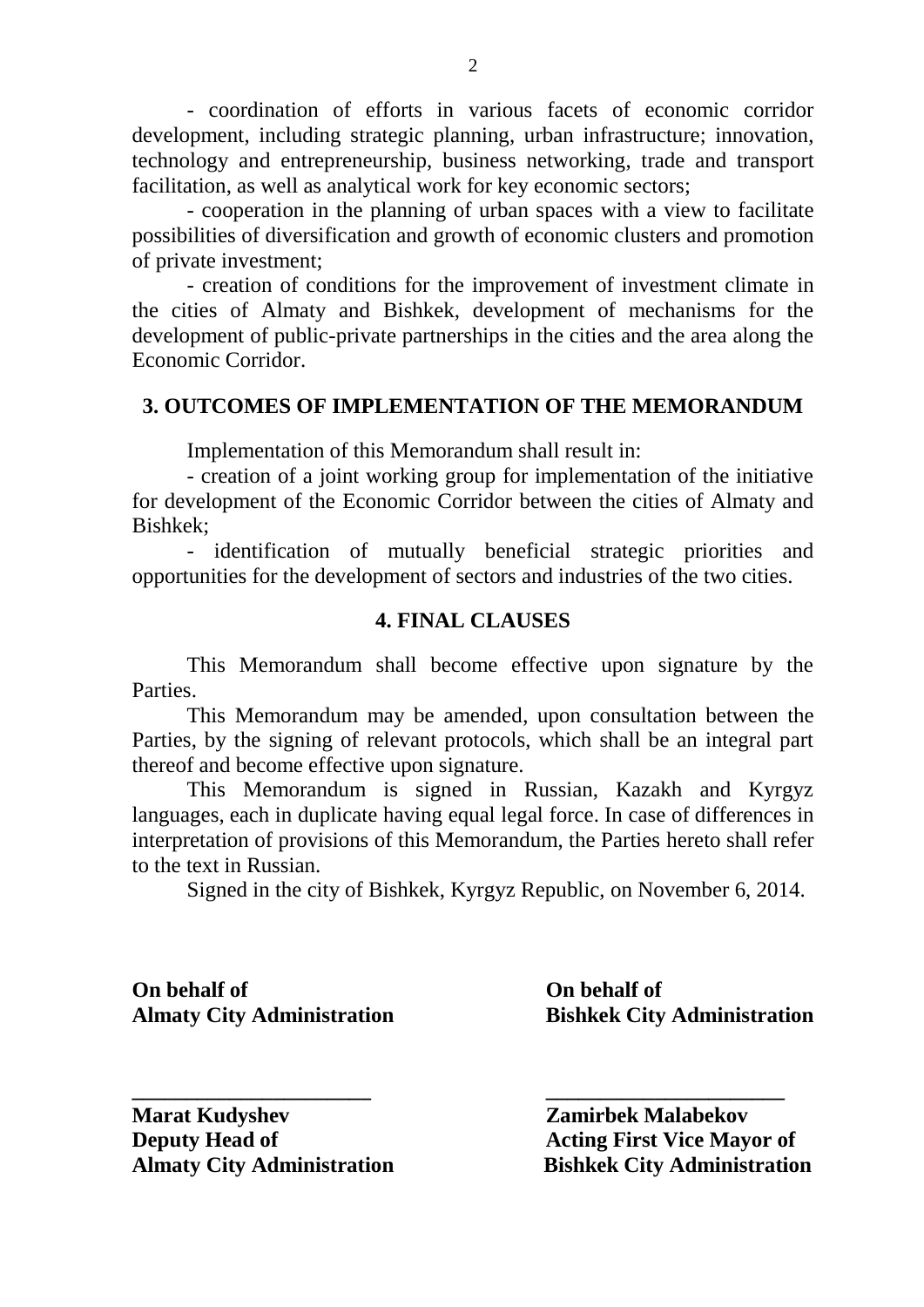- coordination of efforts in various facets of economic corridor development, including strategic planning, urban infrastructure; innovation, technology and entrepreneurship, business networking, trade and transport facilitation, as well as analytical work for key economic sectors;

- cooperation in the planning of urban spaces with a view to facilitate possibilities of diversification and growth of economic clusters and promotion of private investment;

- creation of conditions for the improvement of investment climate in the cities of Almaty and Bishkek, development of mechanisms for the development of public-private partnerships in the cities and the area along the Economic Corridor.

## 3. OUTCOMES OF IMPLEMENTATION OF THE MEMORANDUM

Implementation of this Memorandum shall result in:

- creation of a joint working group for implementation of the initiative for development of the Economic Corridor between the cities of Almaty and Bishkek;

- identification of mutually beneficial strategic priorities and opportunities for the development of sectors and industries of the two cities.

## 4. FINAL CLAUSES

This Memorandum shall become effective upon signature by the Parties.

This Memorandum may be amended, upon consultation between the Parties, by the signing of relevant protocols, which shall be an integral part thereof and become effective upon signature.

This Memorandum is signed in Russian, Kazakh and Kyrgyz languages, each in duplicate having equal legal force. In case of differences in interpretation of provisions of this Memorandum, the Parties hereto shall refer to the text in Russian.

Signed in the city of Bishkek, Kyrgyz Republic, on November 6, 2014.

**On behalf of**
**Almaty City Administration**

______________________

**Marat Kudyshev**
**Deputy Head of**
**Almaty City Administration**

**On behalf of**
**Bishkek City Administration**

______________________

**Zamirbek Malabekov**
**Acting First Vice Mayor of**
**Bishkek City Administration**